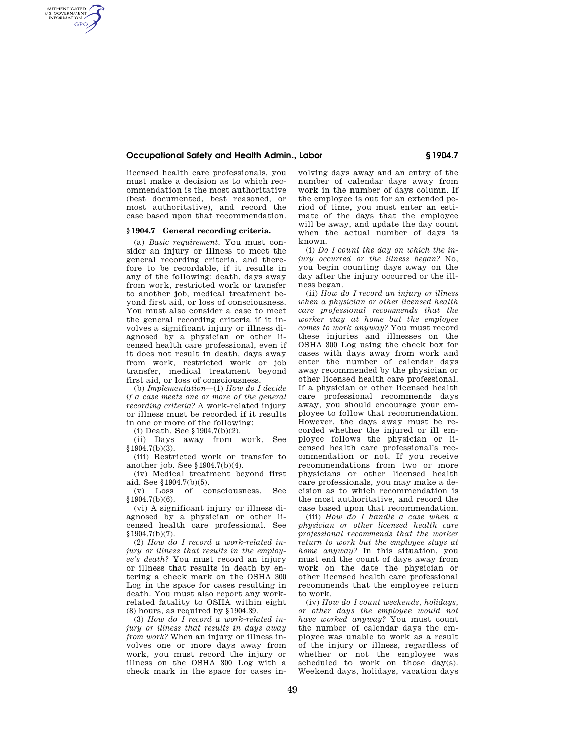licensed health care professionals, you must make a decision as to which recommendation is the most authoritative (best documented, best reasoned, or most authoritative), and record the case based upon that recommendation.

## § 1904.7 General recording criteria.

(a) *Basic requirement.* You must consider an injury or illness to meet the general recording criteria, and therefore to be recordable, if it results in any of the following: death, days away from work, restricted work or transfer to another job, medical treatment beyond first aid, or loss of consciousness. You must also consider a case to meet the general recording criteria if it involves a significant injury or illness diagnosed by a physician or other licensed health care professional, even if it does not result in death, days away from work, restricted work or job transfer, medical treatment beyond first aid, or loss of consciousness.

(b) *Implementation*—(1) *How do I decide if a case meets one or more of the general recording criteria?* A work-related injury or illness must be recorded if it results in one or more of the following:

(i) Death. See § 1904.7(b)(2).

(ii) Days away from work. See § 1904.7(b)(3).

(iii) Restricted work or transfer to another job. See § 1904.7(b)(4).

(iv) Medical treatment beyond first aid. See § 1904.7(b)(5).

(v) Loss of consciousness. See § 1904.7(b)(6).

(vi) A significant injury or illness diagnosed by a physician or other licensed health care professional. See § 1904.7(b)(7).

(2) *How do I record a work-related injury or illness that results in the employee's death?* You must record an injury or illness that results in death by entering a check mark on the OSHA 300 Log in the space for cases resulting in death. You must also report any work-related fatality to OSHA within eight (8) hours, as required by § 1904.39.

(3) *How do I record a work-related injury or illness that results in days away from work?* When an injury or illness involves one or more days away from work, you must record the injury or illness on the OSHA 300 Log with a check mark in the space for cases involving days away and an entry of the number of calendar days away from work in the number of days column. If the employee is out for an extended period of time, you must enter an estimate of the days that the employee will be away, and update the day count when the actual number of days is known.

(i) *Do I count the day on which the injury occurred or the illness began?* No, you begin counting days away on the day after the injury occurred or the illness began.

(ii) *How do I record an injury or illness when a physician or other licensed health care professional recommends that the worker stay at home but the employee comes to work anyway?* You must record these injuries and illnesses on the OSHA 300 Log using the check box for cases with days away from work and enter the number of calendar days away recommended by the physician or other licensed health care professional. If a physician or other licensed health care professional recommends days away, you should encourage your employee to follow that recommendation. However, the days away must be recorded whether the injured or ill employee follows the physician or licensed health care professional's recommendation or not. If you receive recommendations from two or more physicians or other licensed health care professionals, you may make a decision as to which recommendation is the most authoritative, and record the case based upon that recommendation.

(iii) *How do I handle a case when a physician or other licensed health care professional recommends that the worker return to work but the employee stays at home anyway?* In this situation, you must end the count of days away from work on the date the physician or other licensed health care professional recommends that the employee return to work.

(iv) *How do I count weekends, holidays, or other days the employee would not have worked anyway?* You must count the number of calendar days the employee was unable to work as a result of the injury or illness, regardless of whether or not the employee was scheduled to work on those day(s). Weekend days, holidays, vacation days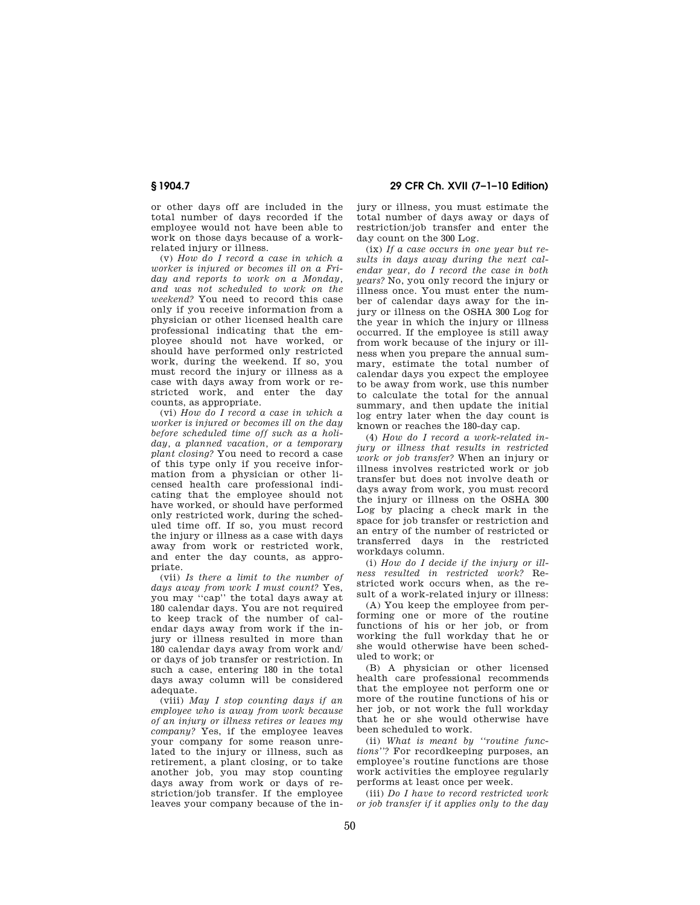or other days off are included in the total number of days recorded if the employee would not have been able to work on those days because of a work-related injury or illness.

(v) *How do I record a case in which a worker is injured or becomes ill on a Friday and reports to work on a Monday, and was not scheduled to work on the weekend?* You need to record this case only if you receive information from a physician or other licensed health care professional indicating that the employee should not have worked, or should have performed only restricted work, during the weekend. If so, you must record the injury or illness as a case with days away from work or restricted work, and enter the day counts, as appropriate.

(vi) *How do I record a case in which a worker is injured or becomes ill on the day before scheduled time off such as a holiday, a planned vacation, or a temporary plant closing?* You need to record a case of this type only if you receive information from a physician or other licensed health care professional indicating that the employee should not have worked, or should have performed only restricted work, during the scheduled time off. If so, you must record the injury or illness as a case with days away from work or restricted work, and enter the day counts, as appropriate.

(vii) *Is there a limit to the number of days away from work I must count?* Yes, you may ''cap'' the total days away at 180 calendar days. You are not required to keep track of the number of calendar days away from work if the injury or illness resulted in more than 180 calendar days away from work and/or days of job transfer or restriction. In such a case, entering 180 in the total days away column will be considered adequate.

(viii) *May I stop counting days if an employee who is away from work because of an injury or illness retires or leaves my company?* Yes, if the employee leaves your company for some reason unrelated to the injury or illness, such as retirement, a plant closing, or to take another job, you may stop counting days away from work or days of restriction/job transfer. If the employee leaves your company because of the injury or illness, you must estimate the total number of days away or days of restriction/job transfer and enter the day count on the 300 Log.

(ix) *If a case occurs in one year but results in days away during the next calendar year, do I record the case in both years?* No, you only record the injury or illness once. You must enter the number of calendar days away for the injury or illness on the OSHA 300 Log for the year in which the injury or illness occurred. If the employee is still away from work because of the injury or illness when you prepare the annual summary, estimate the total number of calendar days you expect the employee to be away from work, use this number to calculate the total for the annual summary, and then update the initial log entry later when the day count is known or reaches the 180-day cap.

(4) *How do I record a work-related injury or illness that results in restricted work or job transfer?* When an injury or illness involves restricted work or job transfer but does not involve death or days away from work, you must record the injury or illness on the OSHA 300 Log by placing a check mark in the space for job transfer or restriction and an entry of the number of restricted or transferred days in the restricted workdays column.

(i) *How do I decide if the injury or illness resulted in restricted work?* Restricted work occurs when, as the result of a work-related injury or illness:

(A) You keep the employee from performing one or more of the routine functions of his or her job, or from working the full workday that he or she would otherwise have been scheduled to work; or

(B) A physician or other licensed health care professional recommends that the employee not perform one or more of the routine functions of his or her job, or not work the full workday that he or she would otherwise have been scheduled to work.

(ii) *What is meant by ''routine functions''?* For recordkeeping purposes, an employee's routine functions are those work activities the employee regularly performs at least once per week.

(iii) *Do I have to record restricted work or job transfer if it applies only to the day*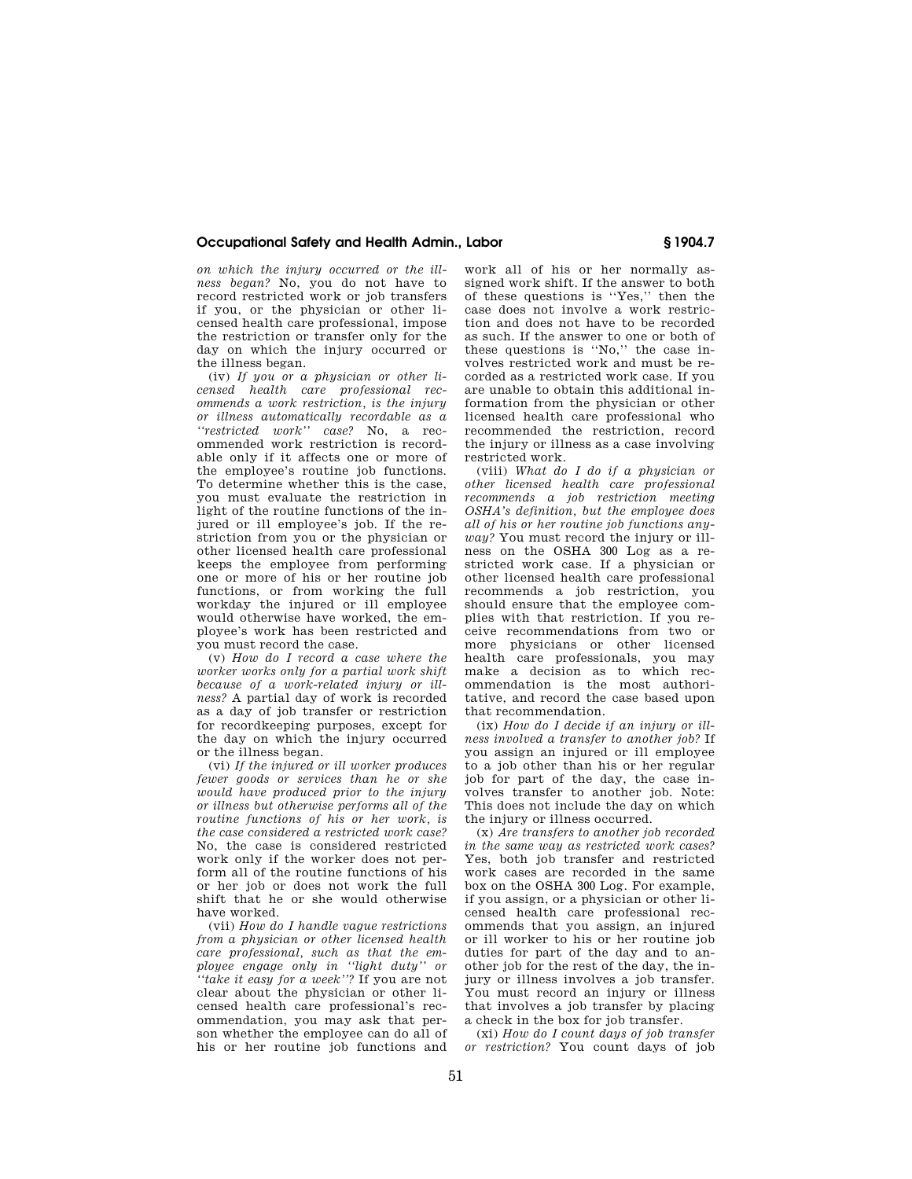*on which the injury occurred or the illness began?* No, you do not have to record restricted work or job transfers if you, or the physician or other licensed health care professional, impose the restriction or transfer only for the day on which the injury occurred or the illness began.

(iv) *If you or a physician or other licensed health care professional recommends a work restriction, is the injury or illness automatically recordable as a "restricted work" case?* No, a recommended work restriction is recordable only if it affects one or more of the employee's routine job functions. To determine whether this is the case, you must evaluate the restriction in light of the routine functions of the injured or ill employee's job. If the restriction from you or the physician or other licensed health care professional keeps the employee from performing one or more of his or her routine job functions, or from working the full workday the injured or ill employee would otherwise have worked, the employee's work has been restricted and you must record the case.

(v) *How do I record a case where the worker works only for a partial work shift because of a work-related injury or illness?* A partial day of work is recorded as a day of job transfer or restriction for recordkeeping purposes, except for the day on which the injury occurred or the illness began.

(vi) *If the injured or ill worker produces fewer goods or services than he or she would have produced prior to the injury or illness but otherwise performs all of the routine functions of his or her work, is the case considered a restricted work case?* No, the case is considered restricted work only if the worker does not perform all of the routine functions of his or her job or does not work the full shift that he or she would otherwise have worked.

(vii) *How do I handle vague restrictions from a physician or other licensed health care professional, such as that the employee engage only in "light duty" or "take it easy for a week"?* If you are not clear about the physician or other licensed health care professional's recommendation, you may ask that person whether the employee can do all of his or her routine job functions and work all of his or her normally assigned work shift. If the answer to both of these questions is "Yes," then the case does not involve a work restriction and does not have to be recorded as such. If the answer to one or both of these questions is "No," the case involves restricted work and must be recorded as a restricted work case. If you are unable to obtain this additional information from the physician or other licensed health care professional who recommended the restriction, record the injury or illness as a case involving restricted work.

(viii) *What do I do if a physician or other licensed health care professional recommends a job restriction meeting OSHA's definition, but the employee does all of his or her routine job functions anyway?* You must record the injury or illness on the OSHA 300 Log as a restricted work case. If a physician or other licensed health care professional recommends a job restriction, you should ensure that the employee complies with that restriction. If you receive recommendations from two or more physicians or other licensed health care professionals, you may make a decision as to which recommendation is the most authoritative, and record the case based upon that recommendation.

(ix) *How do I decide if an injury or illness involved a transfer to another job?* If you assign an injured or ill employee to a job other than his or her regular job for part of the day, the case involves transfer to another job. Note: This does not include the day on which the injury or illness occurred.

(x) *Are transfers to another job recorded in the same way as restricted work cases?* Yes, both job transfer and restricted work cases are recorded in the same box on the OSHA 300 Log. For example, if you assign, or a physician or other licensed health care professional recommends that you assign, an injured or ill worker to his or her routine job duties for part of the day and to another job for the rest of the day, the injury or illness involves a job transfer. You must record an injury or illness that involves a job transfer by placing a check in the box for job transfer.

(xi) *How do I count days of job transfer or restriction?* You count days of job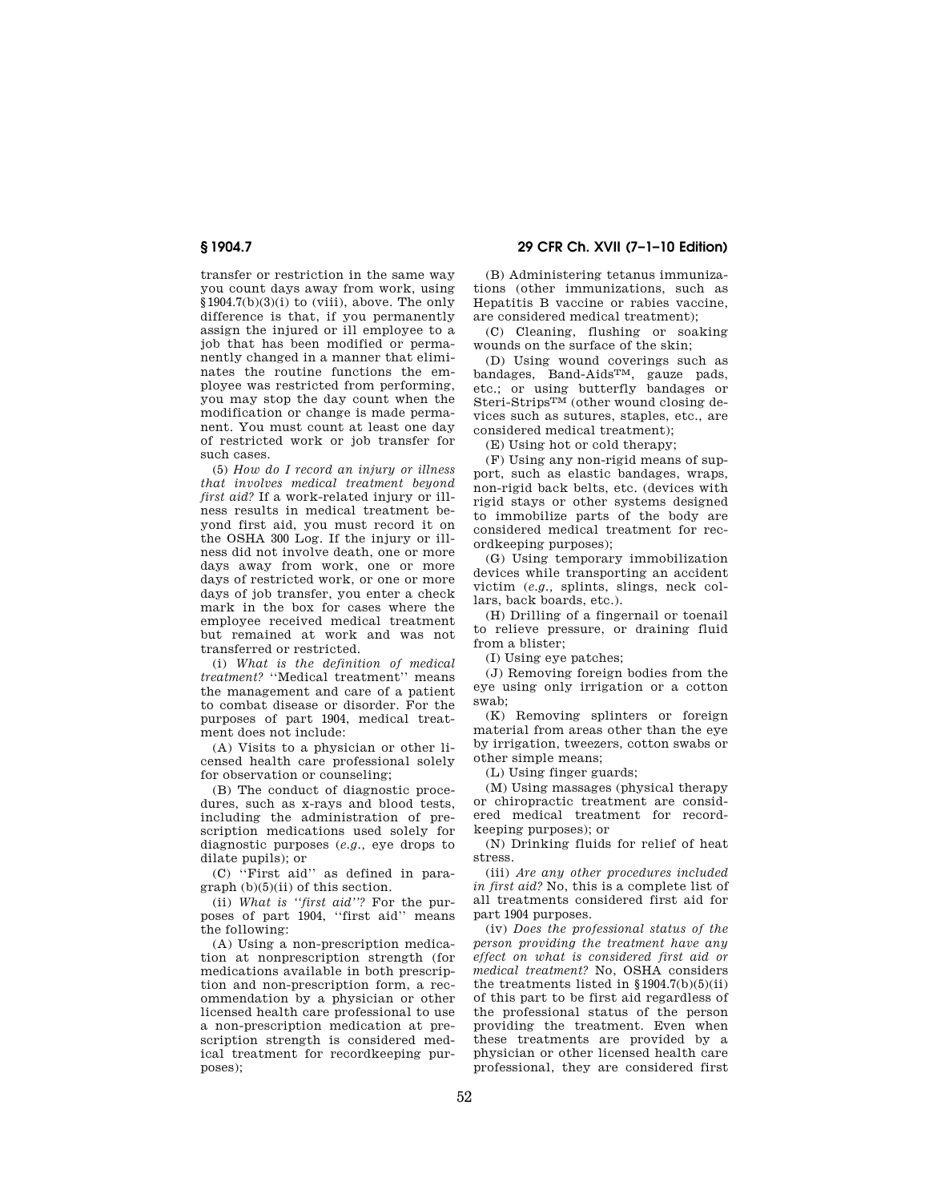transfer or restriction in the same way you count days away from work, using §1904.7(b)(3)(i) to (viii), above. The only difference is that, if you permanently assign the injured or ill employee to a job that has been modified or permanently changed in a manner that eliminates the routine functions the employee was restricted from performing, you may stop the day count when the modification or change is made permanent. You must count at least one day of restricted work or job transfer for such cases.

(5) *How do I record an injury or illness that involves medical treatment beyond first aid?* If a work-related injury or illness results in medical treatment beyond first aid, you must record it on the OSHA 300 Log. If the injury or illness did not involve death, one or more days away from work, one or more days of restricted work, or one or more days of job transfer, you enter a check mark in the box for cases where the employee received medical treatment but remained at work and was not transferred or restricted.

(i) *What is the definition of medical treatment?* ''Medical treatment'' means the management and care of a patient to combat disease or disorder. For the purposes of part 1904, medical treatment does not include:

(A) Visits to a physician or other licensed health care professional solely for observation or counseling;

(B) The conduct of diagnostic procedures, such as x-rays and blood tests, including the administration of prescription medications used solely for diagnostic purposes (*e.g.,* eye drops to dilate pupils); or

(C) ''First aid'' as defined in paragraph (b)(5)(ii) of this section.

(ii) *What is ''first aid''?* For the purposes of part 1904, ''first aid'' means the following:

(A) Using a non-prescription medication at nonprescription strength (for medications available in both prescription and non-prescription form, a recommendation by a physician or other licensed health care professional to use a non-prescription medication at prescription strength is considered medical treatment for recordkeeping purposes);

(B) Administering tetanus immunizations (other immunizations, such as Hepatitis B vaccine or rabies vaccine, are considered medical treatment);

(C) Cleaning, flushing or soaking wounds on the surface of the skin;

(D) Using wound coverings such as bandages, Band-Aids™, gauze pads, etc.; or using butterfly bandages or Steri-Strips™ (other wound closing devices such as sutures, staples, etc., are considered medical treatment);

(E) Using hot or cold therapy;

(F) Using any non-rigid means of support, such as elastic bandages, wraps, non-rigid back belts, etc. (devices with rigid stays or other systems designed to immobilize parts of the body are considered medical treatment for recordkeeping purposes);

(G) Using temporary immobilization devices while transporting an accident victim (*e.g.,* splints, slings, neck collars, back boards, etc.).

(H) Drilling of a fingernail or toenail to relieve pressure, or draining fluid from a blister;

(I) Using eye patches;

(J) Removing foreign bodies from the eye using only irrigation or a cotton swab;

(K) Removing splinters or foreign material from areas other than the eye by irrigation, tweezers, cotton swabs or other simple means;

(L) Using finger guards;

(M) Using massages (physical therapy or chiropractic treatment are considered medical treatment for recordkeeping purposes); or

(N) Drinking fluids for relief of heat stress.

(iii) *Are any other procedures included in first aid?* No, this is a complete list of all treatments considered first aid for part 1904 purposes.

(iv) *Does the professional status of the person providing the treatment have any effect on what is considered first aid or medical treatment?* No, OSHA considers the treatments listed in §1904.7(b)(5)(ii) of this part to be first aid regardless of the professional status of the person providing the treatment. Even when these treatments are provided by a physician or other licensed health care professional, they are considered first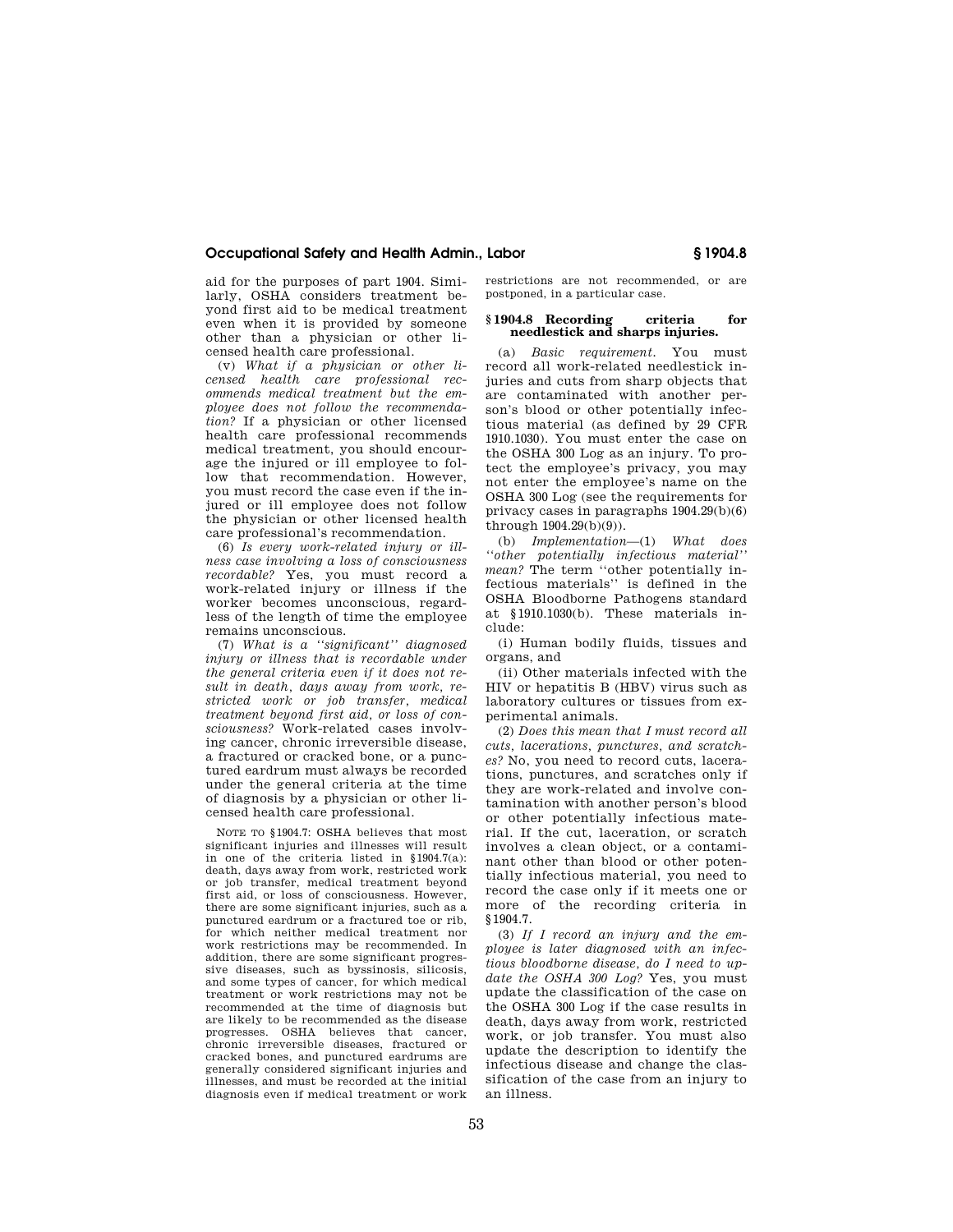aid for the purposes of part 1904. Similarly, OSHA considers treatment beyond first aid to be medical treatment even when it is provided by someone other than a physician or other licensed health care professional.

(v) *What if a physician or other licensed health care professional recommends medical treatment but the employee does not follow the recommendation?* If a physician or other licensed health care professional recommends medical treatment, you should encourage the injured or ill employee to follow that recommendation. However, you must record the case even if the injured or ill employee does not follow the physician or other licensed health care professional's recommendation.

(6) *Is every work-related injury or illness case involving a loss of consciousness recordable?* Yes, you must record a work-related injury or illness if the worker becomes unconscious, regardless of the length of time the employee remains unconscious.

(7) *What is a ''significant'' diagnosed injury or illness that is recordable under the general criteria even if it does not result in death, days away from work, restricted work or job transfer, medical treatment beyond first aid, or loss of consciousness?* Work-related cases involving cancer, chronic irreversible disease, a fractured or cracked bone, or a punctured eardrum must always be recorded under the general criteria at the time of diagnosis by a physician or other licensed health care professional.

NOTE TO §1904.7: OSHA believes that most significant injuries and illnesses will result in one of the criteria listed in §1904.7(a): death, days away from work, restricted work or job transfer, medical treatment beyond first aid, or loss of consciousness. However, there are some significant injuries, such as a punctured eardrum or a fractured toe or rib, for which neither medical treatment nor work restrictions may be recommended. In addition, there are some significant progressive diseases, such as byssinosis, silicosis, and some types of cancer, for which medical treatment or work restrictions may not be recommended at the time of diagnosis but are likely to be recommended as the disease progresses. OSHA believes that cancer, chronic irreversible diseases, fractured or cracked bones, and punctured eardrums are generally considered significant injuries and illnesses, and must be recorded at the initial diagnosis even if medical treatment or work restrictions are not recommended, or are postponed, in a particular case.

## §1904.8 Recording criteria for needlestick and sharps injuries.

(a) *Basic requirement.* You must record all work-related needlestick injuries and cuts from sharp objects that are contaminated with another person's blood or other potentially infectious material (as defined by 29 CFR 1910.1030). You must enter the case on the OSHA 300 Log as an injury. To protect the employee's privacy, you may not enter the employee's name on the OSHA 300 Log (see the requirements for privacy cases in paragraphs 1904.29(b)(6) through 1904.29(b)(9)).

(b) *Implementation*—(1) *What does ''other potentially infectious material'' mean?* The term ''other potentially infectious materials'' is defined in the OSHA Bloodborne Pathogens standard at §1910.1030(b). These materials include:

(i) Human bodily fluids, tissues and organs, and

(ii) Other materials infected with the HIV or hepatitis B (HBV) virus such as laboratory cultures or tissues from experimental animals.

(2) *Does this mean that I must record all cuts, lacerations, punctures, and scratches?* No, you need to record cuts, lacerations, punctures, and scratches only if they are work-related and involve contamination with another person's blood or other potentially infectious material. If the cut, laceration, or scratch involves a clean object, or a contaminant other than blood or other potentially infectious material, you need to record the case only if it meets one or more of the recording criteria in §1904.7.

(3) *If I record an injury and the employee is later diagnosed with an infectious bloodborne disease, do I need to update the OSHA 300 Log?* Yes, you must update the classification of the case on the OSHA 300 Log if the case results in death, days away from work, restricted work, or job transfer. You must also update the description to identify the infectious disease and change the classification of the case from an injury to an illness.